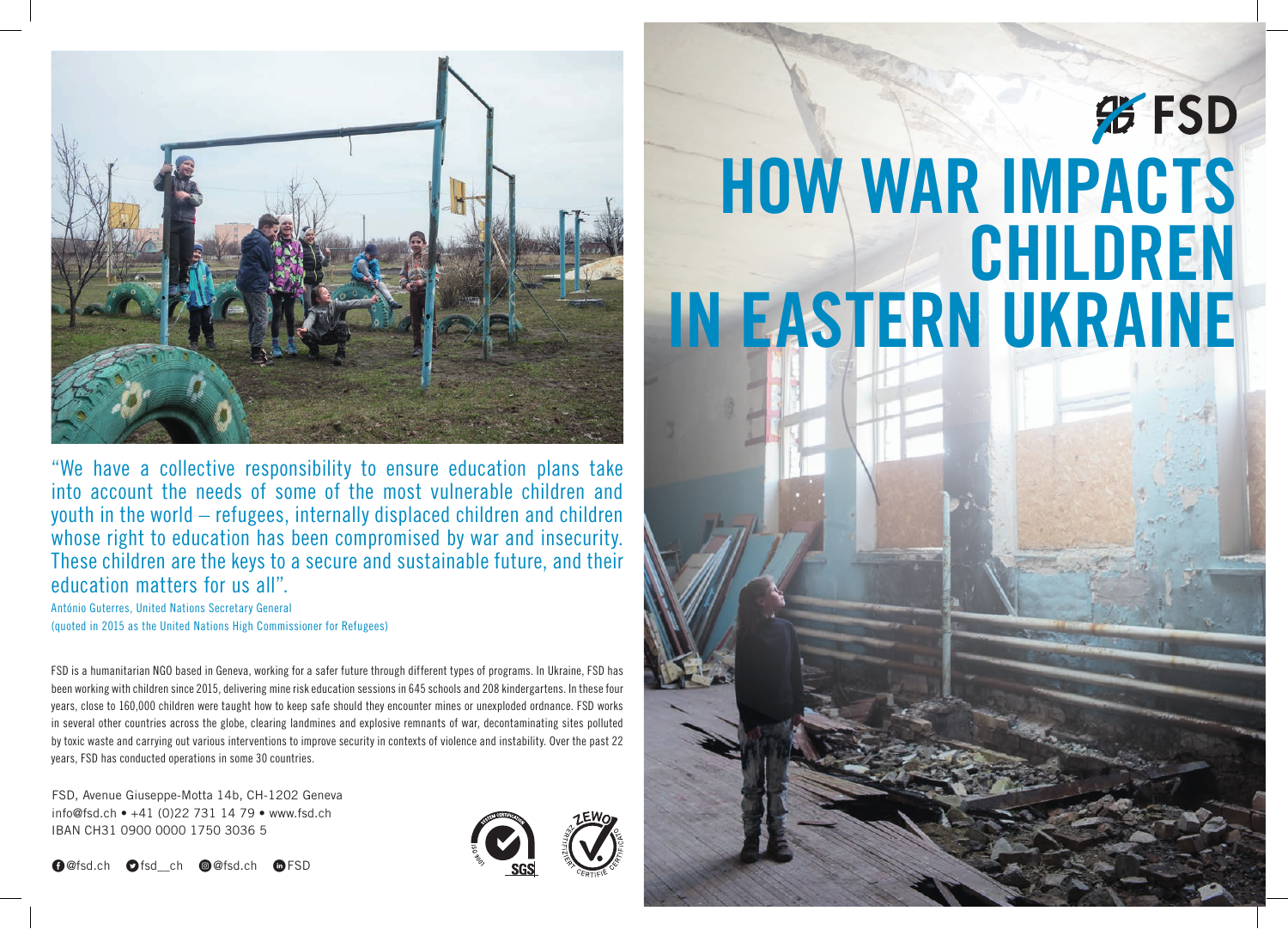FSD

# HOW WAR IMPACTS CHILDREN IN EASTERN UKRAINE

"We have a collective responsibility to ensure education plans take into account the needs of some of the most vulnerable children and youth in the world – refugees, internally displaced children and children whose right to education has been compromised by war and insecurity. These children are the keys to a secure and sustainable future, and their education matters for us all".

António Guterres, United Nations Secretary General
(quoted in 2015 as the United Nations High Commissioner for Refugees)

FSD is a humanitarian NGO based in Geneva, working for a safer future through different types of programs. In Ukraine, FSD has been working with children since 2015, delivering mine risk education sessions in 645 schools and 208 kindergartens. In these four years, close to 160,000 children were taught how to keep safe should they encounter mines or unexploded ordnance. FSD works in several other countries across the globe, clearing landmines and explosive remnants of war, decontaminating sites polluted by toxic waste and carrying out various interventions to improve security in contexts of violence and instability. Over the past 22 years, FSD has conducted operations in some 30 countries.

FSD, Avenue Giuseppe-Motta 14b, CH-1202 Geneva
info@fsd.ch • +41 (0)22 731 14 79 • www.fsd.ch
IBAN CH31 0900 0000 1750 3036 5

@fsd.ch fsd__ch @fsd.ch FSD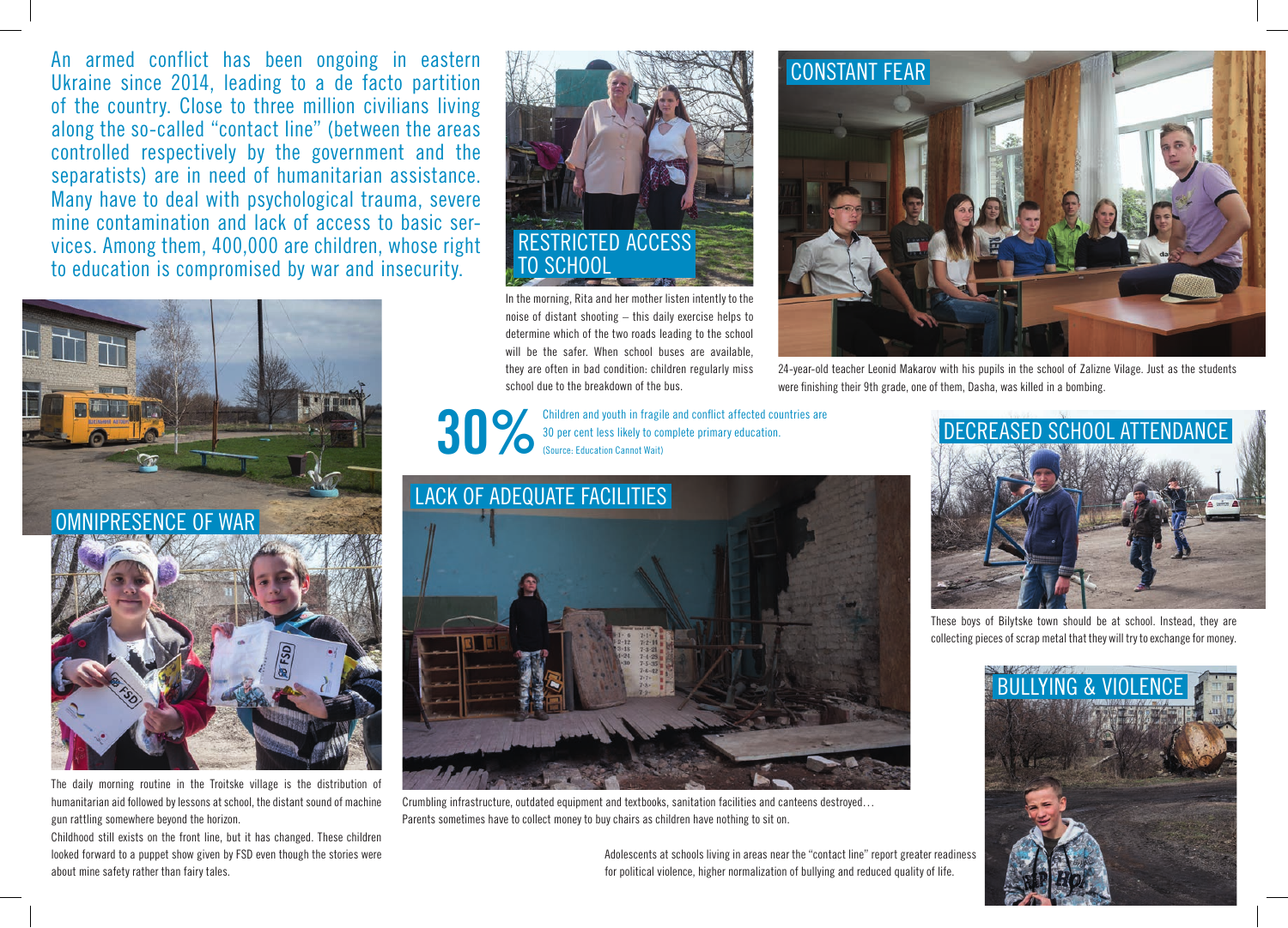An armed conflict has been ongoing in eastern Ukraine since 2014, leading to a de facto partition of the country. Close to three million civilians living along the so-called "contact line" (between the areas controlled respectively by the government and the separatists) are in need of humanitarian assistance. Many have to deal with psychological trauma, severe mine contamination and lack of access to basic services. Among them, 400,000 are children, whose right to education is compromised by war and insecurity.

## OMNIPRESENCE OF WAR

The daily morning routine in the Troitske village is the distribution of humanitarian aid followed by lessons at school, the distant sound of machine gun rattling somewhere beyond the horizon.

Childhood still exists on the front line, but it has changed. These children looked forward to a puppet show given by FSD even though the stories were about mine safety rather than fairy tales.

## RESTRICTED ACCESS TO SCHOOL

In the morning, Rita and her mother listen intently to the noise of distant shooting – this daily exercise helps to determine which of the two roads leading to the school will be the safer. When school buses are available, they are often in bad condition: children regularly miss school due to the breakdown of the bus.

## CONSTANT FEAR

24-year-old teacher Leonid Makarov with his pupils in the school of Zalizne Vilage. Just as the students were finishing their 9th grade, one of them, Dasha, was killed in a bombing.

**30%** Children and youth in fragile and conflict affected countries are 30 per cent less likely to complete primary education. (Source: Education Cannot Wait)

## LACK OF ADEQUATE FACILITIES

Crumbling infrastructure, outdated equipment and textbooks, sanitation facilities and canteens destroyed… Parents sometimes have to collect money to buy chairs as children have nothing to sit on.

## DECREASED SCHOOL ATTENDANCE

These boys of Bilytske town should be at school. Instead, they are collecting pieces of scrap metal that they will try to exchange for money.

## BULLYING & VIOLENCE

Adolescents at schools living in areas near the "contact line" report greater readiness for political violence, higher normalization of bullying and reduced quality of life.